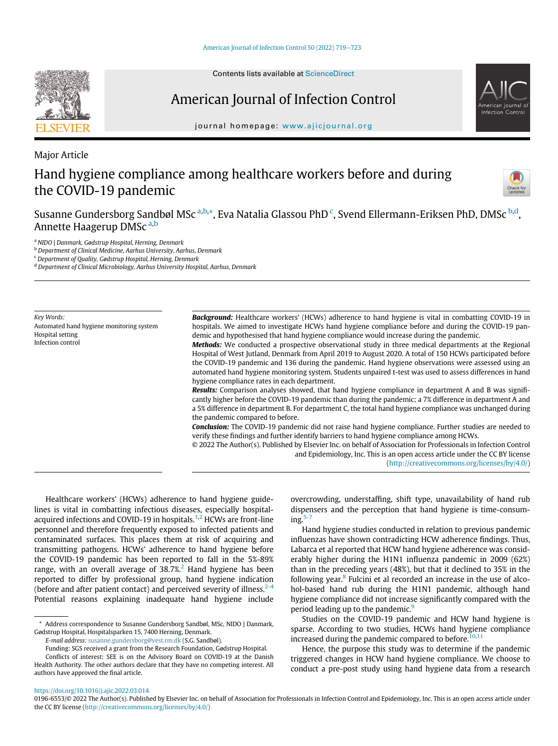Major Article

# Hand hygiene compliance among healthcare workers before and during the COVID-19 pandemic

Susanne Gundersborg Sandbøl MSc [a,b,*], Eva Natalia Glassou PhD [c], Svend Ellermann-Eriksen PhD, DMSc [b,d], Annette Haagerup DMSc [a,b]

[a] NIDO | Danmark, Gødstrup Hospital, Herning, Denmark
[b] Department of Clinical Medicine, Aarhus University, Aarhus, Denmark
[c] Department of Quality, Gødstrup Hospital, Herning, Denmark
[d] Department of Clinical Microbiology, Aarhus University Hospital, Aarhus, Denmark

*Key Words:*
Automated hand hygiene monitoring system
Hospital setting
Infection control

***Background:*** Healthcare workers' (HCWs) adherence to hand hygiene is vital in combatting COVID-19 in hospitals. We aimed to investigate HCWs hand hygiene compliance before and during the COVID-19 pandemic and hypothesised that hand hygiene compliance would increase during the pandemic.

***Methods:*** We conducted a prospective observational study in three medical departments at the Regional Hospital of West Jutland, Denmark from April 2019 to August 2020. A total of 150 HCWs participated before the COVID-19 pandemic and 136 during the pandemic. Hand hygiene observations were assessed using an automated hand hygiene monitoring system. Students unpaired t-test was used to assess differences in hand hygiene compliance rates in each department.

***Results:*** Comparison analyses showed, that hand hygiene compliance in department A and B was significantly higher before the COVID-19 pandemic than during the pandemic; a 7% difference in department A and a 5% difference in department B. For department C, the total hand hygiene compliance was unchanged during the pandemic compared to before.

***Conclusion:*** The COVID-19 pandemic did not raise hand hygiene compliance. Further studies are needed to verify these findings and further identify barriers to hand hygiene compliance among HCWs.

© 2022 The Author(s). Published by Elsevier Inc. on behalf of Association for Professionals in Infection Control and Epidemiology, Inc. This is an open access article under the CC BY license (http://creativecommons.org/licenses/by/4.0/)

Healthcare workers' (HCWs) adherence to hand hygiene guidelines is vital in combatting infectious diseases, especially hospital-acquired infections and COVID-19 in hospitals.[1,2] HCWs are front-line personnel and therefore frequently exposed to infected patients and contaminated surfaces. This places them at risk of acquiring and transmitting pathogens. HCWs' adherence to hand hygiene before the COVID-19 pandemic has been reported to fall in the 5%-89% range, with an overall average of 38.7%.[2] Hand hygiene has been reported to differ by professional group, hand hygiene indication (before and after patient contact) and perceived severity of illness.[2-4] Potential reasons explaining inadequate hand hygiene include overcrowding, understaffing, shift type, unavailability of hand rub dispensers and the perception that hand hygiene is time-consuming.[5-7]

Hand hygiene studies conducted in relation to previous pandemic influenzas have shown contradicting HCW adherence findings. Thus, Labarca et al reported that HCW hand hygiene adherence was considerably higher during the H1N1 influenza pandemic in 2009 (62%) than in the preceding years (48%), but that it declined to 35% in the following year.[8] Fulcini et al recorded an increase in the use of alcohol-based hand rub during the H1N1 pandemic, although hand hygiene compliance did not increase significantly compared with the period leading up to the pandemic.[9]

Studies on the COVID-19 pandemic and HCW hand hygiene is sparse. According to two studies, HCWs hand hygiene compliance increased during the pandemic compared to before.[10,11]

Hence, the purpose this study was to determine if the pandemic triggered changes in HCW hand hygiene compliance. We choose to conduct a pre-post study using hand hygiene data from a research

* Address correspondence to Susanne Gundersborg Sandbøl, MSc, NIDO | Danmark, Gødstrup Hospital, Hospitalsparken 15, 7400 Herning, Denmark.
*E-mail address:* susanne.gundersborg@vest.rm.dk (S.G. Sandbøl).
Funding: SGS received a grant from the Research Foundation, Gødstrup Hospital.
Conflicts of interest: SEE is on the Advisory Board on COVID-19 at the Danish Health Authority. The other authors declare that they have no competing interest. All authors have approved the final article.

https://doi.org/10.1016/j.ajic.2022.03.014
0196-6553/© 2022 The Author(s). Published by Elsevier Inc. on behalf of Association for Professionals in Infection Control and Epidemiology, Inc. This is an open access article under the CC BY license (http://creativecommons.org/licenses/by/4.0/)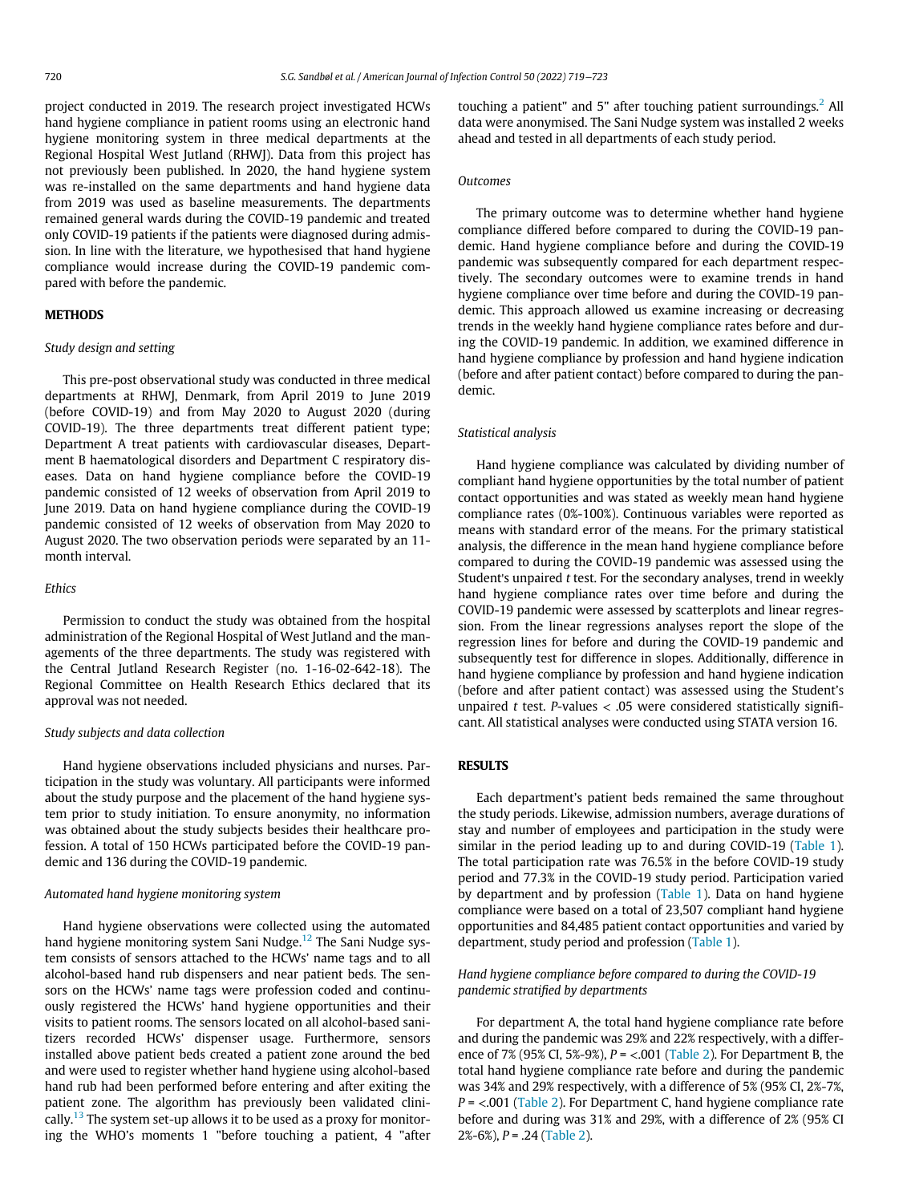project conducted in 2019. The research project investigated HCWs hand hygiene compliance in patient rooms using an electronic hand hygiene monitoring system in three medical departments at the Regional Hospital West Jutland (RHWJ). Data from this project has not previously been published. In 2020, the hand hygiene system was re-installed on the same departments and hand hygiene data from 2019 was used as baseline measurements. The departments remained general wards during the COVID-19 pandemic and treated only COVID-19 patients if the patients were diagnosed during admission. In line with the literature, we hypothesised that hand hygiene compliance would increase during the COVID-19 pandemic compared with before the pandemic.

## METHODS

### *Study design and setting*

This pre-post observational study was conducted in three medical departments at RHWJ, Denmark, from April 2019 to June 2019 (before COVID-19) and from May 2020 to August 2020 (during COVID-19). The three departments treat different patient type; Department A treat patients with cardiovascular diseases, Department B haematological disorders and Department C respiratory diseases. Data on hand hygiene compliance before the COVID-19 pandemic consisted of 12 weeks of observation from April 2019 to June 2019. Data on hand hygiene compliance during the COVID-19 pandemic consisted of 12 weeks of observation from May 2020 to August 2020. The two observation periods were separated by an 11-month interval.

### *Ethics*

Permission to conduct the study was obtained from the hospital administration of the Regional Hospital of West Jutland and the managements of the three departments. The study was registered with the Central Jutland Research Register (no. 1-16-02-642-18). The Regional Committee on Health Research Ethics declared that its approval was not needed.

### *Study subjects and data collection*

Hand hygiene observations included physicians and nurses. Participation in the study was voluntary. All participants were informed about the study purpose and the placement of the hand hygiene system prior to study initiation. To ensure anonymity, no information was obtained about the study subjects besides their healthcare profession. A total of 150 HCWs participated before the COVID-19 pandemic and 136 during the COVID-19 pandemic.

### *Automated hand hygiene monitoring system*

Hand hygiene observations were collected using the automated hand hygiene monitoring system Sani Nudge.[12] The Sani Nudge system consists of sensors attached to the HCWs' name tags and to all alcohol-based hand rub dispensers and near patient beds. The sensors on the HCWs' name tags were profession coded and continuously registered the HCWs' hand hygiene opportunities and their visits to patient rooms. The sensors located on all alcohol-based sanitizers recorded HCWs' dispenser usage. Furthermore, sensors installed above patient beds created a patient zone around the bed and were used to register whether hand hygiene using alcohol-based hand rub had been performed before entering and after exiting the patient zone. The algorithm has previously been validated clinically.[13] The system set-up allows it to be used as a proxy for monitoring the WHO's moments 1 "before touching a patient, 4 "after touching a patient" and 5" after touching patient surroundings.[2] All data were anonymised. The Sani Nudge system was installed 2 weeks ahead and tested in all departments of each study period.

### *Outcomes*

The primary outcome was to determine whether hand hygiene compliance differed before compared to during the COVID-19 pandemic. Hand hygiene compliance before and during the COVID-19 pandemic was subsequently compared for each department respectively. The secondary outcomes were to examine trends in hand hygiene compliance over time before and during the COVID-19 pandemic. This approach allowed us examine increasing or decreasing trends in the weekly hand hygiene compliance rates before and during the COVID-19 pandemic. In addition, we examined difference in hand hygiene compliance by profession and hand hygiene indication (before and after patient contact) before compared to during the pandemic.

### *Statistical analysis*

Hand hygiene compliance was calculated by dividing number of compliant hand hygiene opportunities by the total number of patient contact opportunities and was stated as weekly mean hand hygiene compliance rates (0%-100%). Continuous variables were reported as means with standard error of the means. For the primary statistical analysis, the difference in the mean hand hygiene compliance before compared to during the COVID-19 pandemic was assessed using the Student's unpaired *t* test. For the secondary analyses, trend in weekly hand hygiene compliance rates over time before and during the COVID-19 pandemic were assessed by scatterplots and linear regression. From the linear regressions analyses report the slope of the regression lines for before and during the COVID-19 pandemic and subsequently test for difference in slopes. Additionally, difference in hand hygiene compliance by profession and hand hygiene indication (before and after patient contact) was assessed using the Student's unpaired *t* test. *P*-values $< .05$ were considered statistically significant. All statistical analyses were conducted using STATA version 16.

## RESULTS

Each department's patient beds remained the same throughout the study periods. Likewise, admission numbers, average durations of stay and number of employees and participation in the study were similar in the period leading up to and during COVID-19 (Table 1). The total participation rate was 76.5% in the before COVID-19 study period and 77.3% in the COVID-19 study period. Participation varied by department and by profession (Table 1). Data on hand hygiene compliance were based on a total of 23,507 compliant hand hygiene opportunities and 84,485 patient contact opportunities and varied by department, study period and profession (Table 1).

### *Hand hygiene compliance before compared to during the COVID-19 pandemic stratified by departments*

For department A, the total hand hygiene compliance rate before and during the pandemic was 29% and 22% respectively, with a difference of 7% (95% CI, 5%-9%), *P* = <.001 (Table 2). For Department B, the total hand hygiene compliance rate before and during the pandemic was 34% and 29% respectively, with a difference of 5% (95% CI, 2%-7%, *P* = <.001 (Table 2). For Department C, hand hygiene compliance rate before and during was 31% and 29%, with a difference of 2% (95% CI 2%-6%), *P* = .24 (Table 2).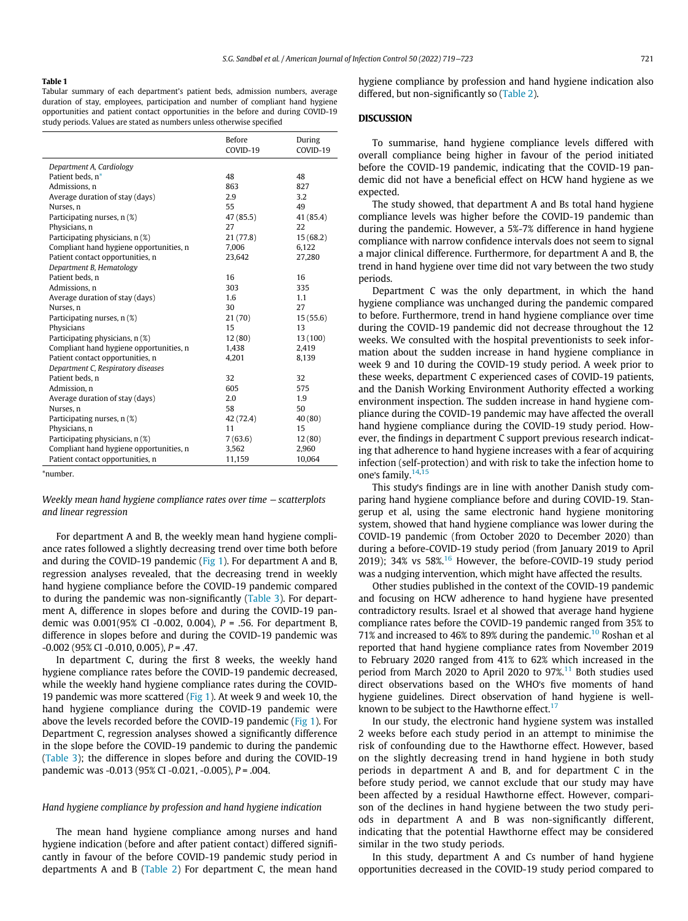**Table 1**

Tabular summary of each department's patient beds, admission numbers, average duration of stay, employees, participation and number of compliant hand hygiene opportunities and patient contact opportunities in the before and during COVID-19 study periods. Values are stated as numbers unless otherwise specified

| | Before COVID-19 | During COVID-19 |
|---|---|---|
| *Department A, Cardiology* | | |
| Patient beds, n* | 48 | 48 |
| Admissions, n | 863 | 827 |
| Average duration of stay (days) | 2.9 | 3.2 |
| Nurses, n | 55 | 49 |
| Participating nurses, n (%) | 47 (85.5) | 41 (85.4) |
| Physicians, n | 27 | 22 |
| Participating physicians, n (%) | 21 (77.8) | 15 (68.2) |
| Compliant hand hygiene opportunities, n | 7,006 | 6,122 |
| Patient contact opportunities, n | 23,642 | 27,280 |
| *Department B, Hematology* | | |
| Patient beds, n | 16 | 16 |
| Admissions, n | 303 | 335 |
| Average duration of stay (days) | 1.6 | 1.1 |
| Nurses, n | 30 | 27 |
| Participating nurses, n (%) | 21 (70) | 15 (55.6) |
| Physicians | 15 | 13 |
| Participating physicians, n (%) | 12 (80) | 13 (100) |
| Compliant hand hygiene opportunities, n | 1,438 | 2,419 |
| Patient contact opportunities, n | 4,201 | 8,139 |
| *Department C, Respiratory diseases* | | |
| Patient beds, n | 32 | 32 |
| Admission, n | 605 | 575 |
| Average duration of stay (days) | 2.0 | 1.9 |
| Nurses, n | 58 | 50 |
| Participating nurses, n (%) | 42 (72.4) | 40 (80) |
| Physicians, n | 11 | 15 |
| Participating physicians, n (%) | 7 (63.6) | 12 (80) |
| Compliant hand hygiene opportunities, n | 3,562 | 2,960 |
| Patient contact opportunities, n | 11,159 | 10,064 |

*number.

### *Weekly mean hand hygiene compliance rates over time – scatterplots and linear regression*

For department A and B, the weekly mean hand hygiene compliance rates followed a slightly decreasing trend over time both before and during the COVID-19 pandemic (Fig 1). For department A and B, regression analyses revealed, that the decreasing trend in weekly hand hygiene compliance before the COVID-19 pandemic compared to during the pandemic was non-significantly (Table 3). For department A, difference in slopes before and during the COVID-19 pandemic was 0.001(95% CI -0.002, 0.004), $P = .56$. For department B, difference in slopes before and during the COVID-19 pandemic was -0.002 (95% CI -0.010, 0.005), $P = .47$.

In department C, during the first 8 weeks, the weekly hand hygiene compliance rates before the COVID-19 pandemic decreased, while the weekly hand hygiene compliance rates during the COVID-19 pandemic was more scattered (Fig 1). At week 9 and week 10, the hand hygiene compliance during the COVID-19 pandemic were above the levels recorded before the COVID-19 pandemic (Fig 1). For Department C, regression analyses showed a significantly difference in the slope before the COVID-19 pandemic to during the pandemic (Table 3); the difference in slopes before and during the COVID-19 pandemic was -0.013 (95% CI -0.021, -0.005), $P = .004$.

### *Hand hygiene compliance by profession and hand hygiene indication*

The mean hand hygiene compliance among nurses and hand hygiene indication (before and after patient contact) differed significantly in favour of the before COVID-19 pandemic study period in departments A and B (Table 2) For department C, the mean hand hygiene compliance by profession and hand hygiene indication also differed, but non-significantly so (Table 2).

## DISCUSSION

To summarise, hand hygiene compliance levels differed with overall compliance being higher in favour of the period initiated before the COVID-19 pandemic, indicating that the COVID-19 pandemic did not have a beneficial effect on HCW hand hygiene as we expected.

The study showed, that department A and Bs total hand hygiene compliance levels was higher before the COVID-19 pandemic than during the pandemic. However, a 5%-7% difference in hand hygiene compliance with narrow confidence intervals does not seem to signal a major clinical difference. Furthermore, for department A and B, the trend in hand hygiene over time did not vary between the two study periods.

Department C was the only department, in which the hand hygiene compliance was unchanged during the pandemic compared to before. Furthermore, trend in hand hygiene compliance over time during the COVID-19 pandemic did not decrease throughout the 12 weeks. We consulted with the hospital preventionists to seek information about the sudden increase in hand hygiene compliance in week 9 and 10 during the COVID-19 study period. A week prior to these weeks, department C experienced cases of COVID-19 patients, and the Danish Working Environment Authority effected a working environment inspection. The sudden increase in hand hygiene compliance during the COVID-19 pandemic may have affected the overall hand hygiene compliance during the COVID-19 study period. However, the findings in department C support previous research indicating that adherence to hand hygiene increases with a fear of acquiring infection (self-protection) and with risk to take the infection home to one's family.[14,15]

This study's findings are in line with another Danish study comparing hand hygiene compliance before and during COVID-19. Stangerup et al, using the same electronic hand hygiene monitoring system, showed that hand hygiene compliance was lower during the COVID-19 pandemic (from October 2020 to December 2020) than during a before-COVID-19 study period (from January 2019 to April 2019); 34% vs 58%.[16] However, the before-COVID-19 study period was a nudging intervention, which might have affected the results.

Other studies published in the context of the COVID-19 pandemic and focusing on HCW adherence to hand hygiene have presented contradictory results. Israel et al showed that average hand hygiene compliance rates before the COVID-19 pandemic ranged from 35% to 71% and increased to 46% to 89% during the pandemic.[10] Roshan et al reported that hand hygiene compliance rates from November 2019 to February 2020 ranged from 41% to 62% which increased in the period from March 2020 to April 2020 to 97%.[11] Both studies used direct observations based on the WHO's five moments of hand hygiene guidelines. Direct observation of hand hygiene is well-known to be subject to the Hawthorne effect.[17]

In our study, the electronic hand hygiene system was installed 2 weeks before each study period in an attempt to minimise the risk of confounding due to the Hawthorne effect. However, based on the slightly decreasing trend in hand hygiene in both study periods in department A and B, and for department C in the before study period, we cannot exclude that our study may have been affected by a residual Hawthorne effect. However, comparison of the declines in hand hygiene between the two study periods in department A and B was non-significantly different, indicating that the potential Hawthorne effect may be considered similar in the two study periods.

In this study, department A and Cs number of hand hygiene opportunities decreased in the COVID-19 study period compared to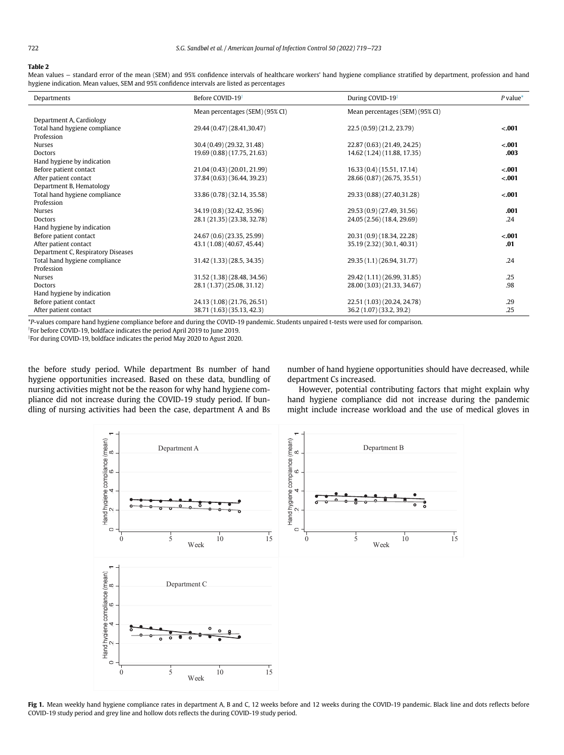**Table 2**

Mean values – standard error of the mean (SEM) and 95% confidence intervals of healthcare workers' hand hygiene compliance stratified by department, profession and hand hygiene indication. Mean values, SEM and 95% confidence intervals are listed as percentages

| Departments | Before COVID-19[†] | During COVID-19[‡] | *P* value[*] |
|---|---|---|---|
| | Mean percentages (SEM) (95% CI) | Mean percentages (SEM) (95% CI) | |
| Department A, Cardiology | | | |
| Total hand hygiene compliance | 29.44 (0.47) (28.41,30.47) | 22.5 (0.59) (21.2, 23.79) | **<.001** |
| Profession | | | |
| Nurses | 30.4 (0.49) (29.32, 31.48) | 22.87 (0.63) (21.49, 24.25) | **<.001** |
| Doctors | 19.69 (0.88) (17.75, 21.63) | 14.62 (1.24) (11.88, 17.35) | **.003** |
| Hand hygiene by indication | | | |
| Before patient contact | 21.04 (0.43) (20.01, 21.99) | 16.33 (0.4) (15.51, 17.14) | **<.001** |
| After patient contact | 37.84 (0.63) (36.44, 39.23) | 28.66 (0.87) (26.75, 35.51) | **<.001** |
| Department B, Hematology | | | |
| Total hand hygiene compliance | 33.86 (0.78) (32.14, 35.58) | 29.33 (0.88) (27.40,31.28) | **<.001** |
| Profession | | | |
| Nurses | 34.19 (0.8) (32.42, 35.96) | 29.53 (0.9) (27.49, 31.56) | **.001** |
| Doctors | 28.1 (21.35) (23.38, 32.78) | 24.05 (2.56) (18.4, 29.69) | .24 |
| Hand hygiene by indication | | | |
| Before patient contact | 24.67 (0.6) (23.35, 25.99) | 20.31 (0.9) (18.34, 22.28) | **<.001** |
| After patient contact | 43.1 (1.08) (40.67, 45.44) | 35.19 (2.32) (30.1, 40.31) | **.01** |
| Department C, Respiratory Diseases | | | |
| Total hand hygiene compliance | 31.42 (1.33) (28.5, 34.35) | 29.35 (1.1) (26.94, 31.77) | .24 |
| Profession | | | |
| Nurses | 31.52 (1.38) (28.48, 34.56) | 29.42 (1.11) (26.99, 31.85) | .25 |
| Doctors | 28.1 (1.37) (25.08, 31.12) | 28.00 (3.03) (21.33, 34.67) | .98 |
| Hand hygiene by indication | | | |
| Before patient contact | 24.13 (1.08) (21.76, 26.51) | 22.51 (1.03) (20.24, 24.78) | .29 |
| After patient contact | 38.71 (1.63) (35.13, 42.3) | 36.2 (1.07) (33.2, 39.2) | .25 |

[*] *P*-values compare hand hygiene compliance before and during the COVID-19 pandemic. Students unpaired t-tests were used for comparison.
[†] For before COVID-19, boldface indicates the period April 2019 to June 2019.
[‡] For during COVID-19, boldface indicates the period May 2020 to Agust 2020.

the before study period. While department Bs number of hand hygiene opportunities increased. Based on these data, bundling of nursing activities might not be the reason for why hand hygiene compliance did not increase during the COVID-19 study period. If bundling of nursing activities had been the case, department A and Bs number of hand hygiene opportunities should have decreased, while department Cs increased.

However, potential contributing factors that might explain why hand hygiene compliance did not increase during the pandemic might include increase workload and the use of medical gloves in

Department A
Department B
Department C
Hand hygiene compliance (mean)
Week
0 .2 .4 .6 .8 1
0 5 10 15

**Fig 1.** Mean weekly hand hygiene compliance rates in department A, B and C, 12 weeks before and 12 weeks during the COVID-19 pandemic. Black line and dots reflects before COVID-19 study period and grey line and hollow dots reflects the during COVID-19 study period.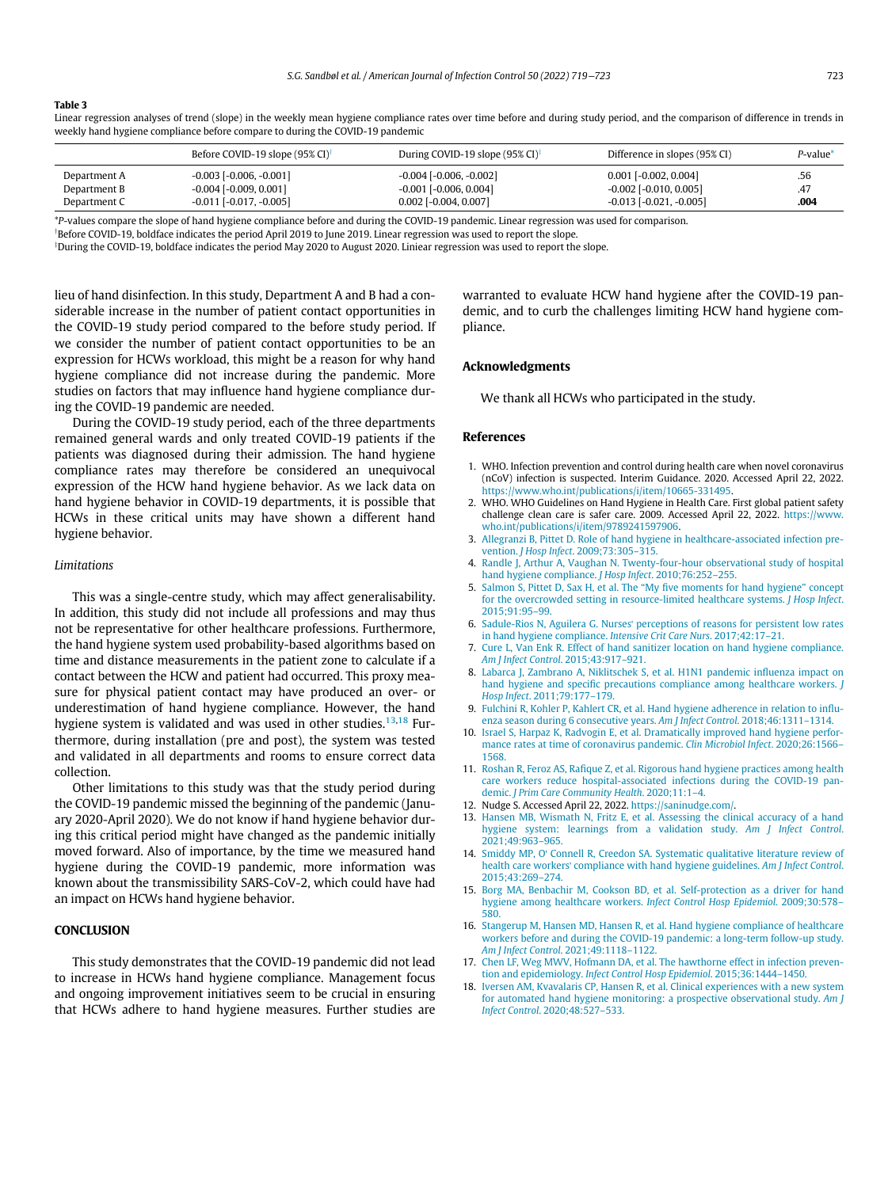**Table 3**

Linear regression analyses of trend (slope) in the weekly mean hygiene compliance rates over time before and during study period, and the comparison of difference in trends in weekly hand hygiene compliance before compare to during the COVID-19 pandemic

| | Before COVID-19 slope (95% CI)[†] | During COVID-19 slope (95% CI)[‡] | Difference in slopes (95% CI) | *P*-value[*] |
|---|---|---|---|---|
| Department A | -0.003 [-0.006, -0.001] | -0.004 [-0.006, -0.002] | 0.001 [-0.002, 0.004] | .56 |
| Department B | -0.004 [-0.009, 0.001] | -0.001 [-0.006, 0.004] | -0.002 [-0.010, 0.005] | .47 |
| Department C | -0.011 [-0.017, -0.005] | 0.002 [-0.004, 0.007] | -0.013 [-0.021, -0.005] | **.004** |

*P-values compare the slope of hand hygiene compliance before and during the COVID-19 pandemic. Linear regression was used for comparison.

†Before COVID-19, boldface indicates the period April 2019 to June 2019. Linear regression was used to report the slope.

‡During the COVID-19, boldface indicates the period May 2020 to August 2020. Liniear regression was used to report the slope.

lieu of hand disinfection. In this study, Department A and B had a considerable increase in the number of patient contact opportunities in the COVID-19 study period compared to the before study period. If we consider the number of patient contact opportunities to be an expression for HCWs workload, this might be a reason for why hand hygiene compliance did not increase during the pandemic. More studies on factors that may influence hand hygiene compliance during the COVID-19 pandemic are needed.

During the COVID-19 study period, each of the three departments remained general wards and only treated COVID-19 patients if the patients was diagnosed during their admission. The hand hygiene compliance rates may therefore be considered an unequivocal expression of the HCW hand hygiene behavior. As we lack data on hand hygiene behavior in COVID-19 departments, it is possible that HCWs in these critical units may have shown a different hand hygiene behavior.

### Limitations

This was a single-centre study, which may affect generalisability. In addition, this study did not include all professions and may thus not be representative for other healthcare professions. Furthermore, the hand hygiene system used probability-based algorithms based on time and distance measurements in the patient zone to calculate if a contact between the HCW and patient had occurred. This proxy measure for physical patient contact may have produced an over- or underestimation of hand hygiene compliance. However, the hand hygiene system is validated and was used in other studies.[13,18] Furthermore, during installation (pre and post), the system was tested and validated in all departments and rooms to ensure correct data collection.

Other limitations to this study was that the study period during the COVID-19 pandemic missed the beginning of the pandemic (January 2020-April 2020). We do not know if hand hygiene behavior during this critical period might have changed as the pandemic initially moved forward. Also of importance, by the time we measured hand hygiene during the COVID-19 pandemic, more information was known about the transmissibility SARS-CoV-2, which could have had an impact on HCWs hand hygiene behavior.

## CONCLUSION

This study demonstrates that the COVID-19 pandemic did not lead to increase in HCWs hand hygiene compliance. Management focus and ongoing improvement initiatives seem to be crucial in ensuring that HCWs adhere to hand hygiene measures. Further studies are warranted to evaluate HCW hand hygiene after the COVID-19 pandemic, and to curb the challenges limiting HCW hand hygiene compliance.

## Acknowledgments

We thank all HCWs who participated in the study.

## References

1. WHO. Infection prevention and control during health care when novel coronavirus (nCoV) infection is suspected. Interim Guidance. 2020. Accessed April 22, 2022. https://www.who.int/publications/i/item/10665-331495.
2. WHO. WHO Guidelines on Hand Hygiene in Health Care. First global patient safety challenge clean care is safer care. 2009. Accessed April 22, 2022. https://www.who.int/publications/i/item/9789241597906.
3. Allegranzi B, Pittet D. Role of hand hygiene in healthcare-associated infection prevention. *J Hosp Infect*. 2009;73:305–315.
4. Randle J, Arthur A, Vaughan N. Twenty-four-hour observational study of hospital hand hygiene compliance. *J Hosp Infect*. 2010;76:252–255.
5. Salmon S, Pittet D, Sax H, et al. The "My five moments for hand hygiene" concept for the overcrowded setting in resource-limited healthcare systems. *J Hosp Infect*. 2015;91:95–99.
6. Sadule-Rios N, Aguilera G. Nurses' perceptions of reasons for persistent low rates in hand hygiene compliance. *Intensive Crit Care Nurs*. 2017;42:17–21.
7. Cure L, Van Enk R. Effect of hand sanitizer location on hand hygiene compliance. *Am J Infect Control*. 2015;43:917–921.
8. Labarca J, Zambrano A, Niklitschek S, et al. H1N1 pandemic influenza impact on hand hygiene and specific precautions compliance among healthcare workers. *J Hosp Infect*. 2011;79:177–179.
9. Fulchini R, Kohler P, Kahlert CR, et al. Hand hygiene adherence in relation to influenza season during 6 consecutive years. *Am J Infect Control*. 2018;46:1311–1314.
10. Israel S, Harpaz K, Radvogin E, et al. Dramatically improved hand hygiene performance rates at time of coronavirus pandemic. *Clin Microbiol Infect*. 2020;26:1566–1568.
11. Roshan R, Feroz AS, Rafique Z, et al. Rigorous hand hygiene practices among health care workers reduce hospital-associated infections during the COVID-19 pandemic. *J Prim Care Community Health*. 2020;11:1–4.
12. Nudge S. Accessed April 22, 2022. https://saninudge.com/.
13. Hansen MB, Wismath N, Fritz E, et al. Assessing the clinical accuracy of a hand hygiene system: learnings from a validation study. *Am J Infect Control*. 2021;49:963–965.
14. Smiddy MP, O' Connell R, Creedon SA. Systematic qualitative literature review of health care workers' compliance with hand hygiene guidelines. *Am J Infect Control*. 2015;43:269–274.
15. Borg MA, Benbachir M, Cookson BD, et al. Self-protection as a driver for hand hygiene among healthcare workers. *Infect Control Hosp Epidemiol*. 2009;30:578–580.
16. Stangerup M, Hansen MD, Hansen R, et al. Hand hygiene compliance of healthcare workers before and during the COVID-19 pandemic: a long-term follow-up study. *Am J Infect Control*. 2021;49:1118–1122.
17. Chen LF, Weg MWV, Hofmann DA, et al. The hawthorne effect in infection prevention and epidemiology. *Infect Control Hosp Epidemiol*. 2015;36:1444–1450.
18. Iversen AM, Kvavalaris CP, Hansen R, et al. Clinical experiences with a new system for automated hand hygiene monitoring: a prospective observational study. *Am J Infect Control*. 2020;48:527–533.